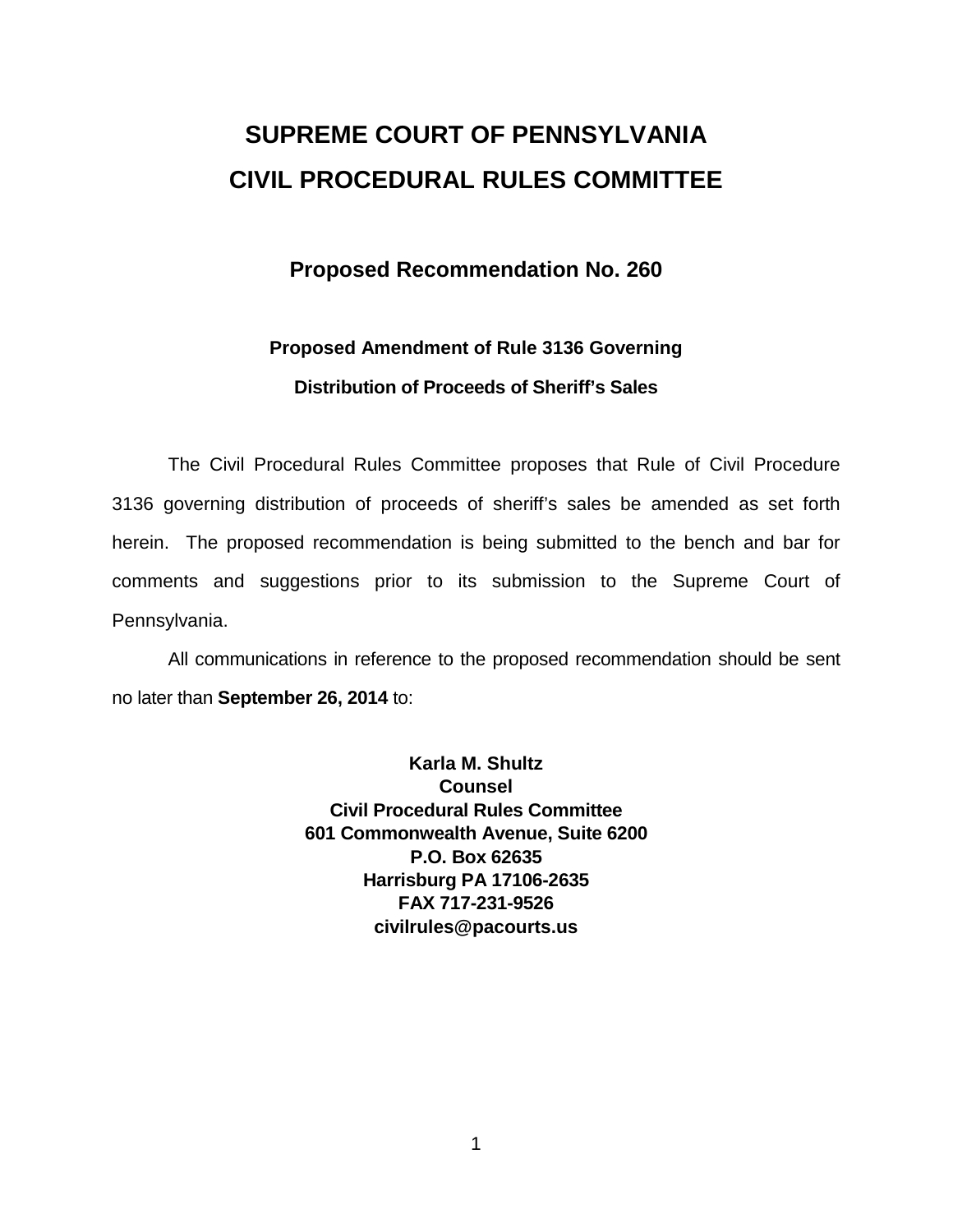# SUPREME COURT OF PENNSYLVANIA
# CIVIL PROCEDURAL RULES COMMITTEE

## Proposed Recommendation No. 260

### Proposed Amendment of Rule 3136 Governing Distribution of Proceeds of Sheriff's Sales

The Civil Procedural Rules Committee proposes that Rule of Civil Procedure 3136 governing distribution of proceeds of sheriff's sales be amended as set forth herein. The proposed recommendation is being submitted to the bench and bar for comments and suggestions prior to its submission to the Supreme Court of Pennsylvania.

All communications in reference to the proposed recommendation should be sent no later than **September 26, 2014** to:

**Karla M. Shultz**
**Counsel**
**Civil Procedural Rules Committee**
**601 Commonwealth Avenue, Suite 6200**
**P.O. Box 62635**
**Harrisburg PA 17106-2635**
**FAX 717-231-9526**
**civilrules@pacourts.us**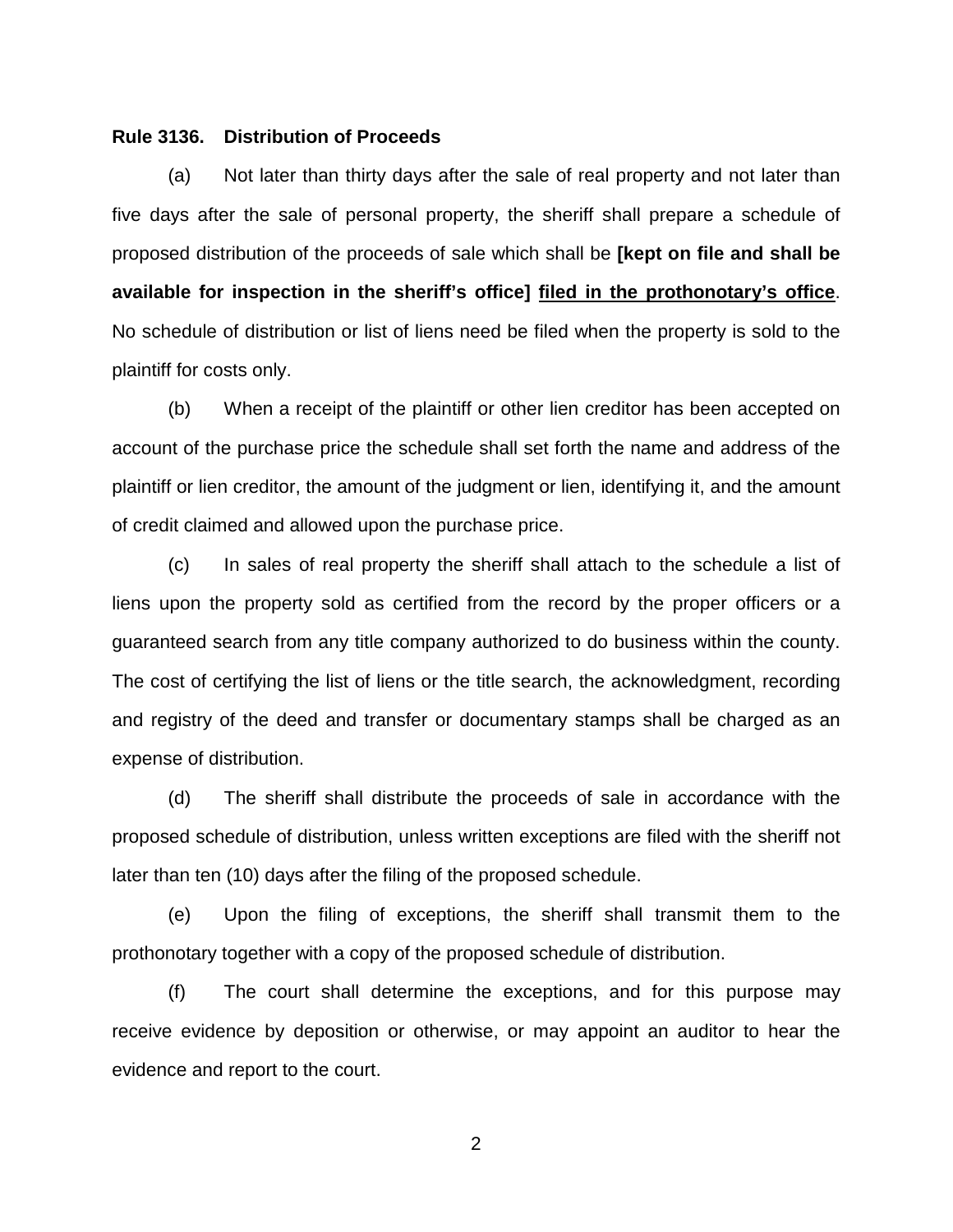**Rule 3136. Distribution of Proceeds**

(a) Not later than thirty days after the sale of real property and not later than five days after the sale of personal property, the sheriff shall prepare a schedule of proposed distribution of the proceeds of sale which shall be **[kept on file and shall be available for inspection in the sheriff's office]** **<u>filed in the prothonotary's office</u>**. No schedule of distribution or list of liens need be filed when the property is sold to the plaintiff for costs only.

(b) When a receipt of the plaintiff or other lien creditor has been accepted on account of the purchase price the schedule shall set forth the name and address of the plaintiff or lien creditor, the amount of the judgment or lien, identifying it, and the amount of credit claimed and allowed upon the purchase price.

(c) In sales of real property the sheriff shall attach to the schedule a list of liens upon the property sold as certified from the record by the proper officers or a guaranteed search from any title company authorized to do business within the county. The cost of certifying the list of liens or the title search, the acknowledgment, recording and registry of the deed and transfer or documentary stamps shall be charged as an expense of distribution.

(d) The sheriff shall distribute the proceeds of sale in accordance with the proposed schedule of distribution, unless written exceptions are filed with the sheriff not later than ten (10) days after the filing of the proposed schedule.

(e) Upon the filing of exceptions, the sheriff shall transmit them to the prothonotary together with a copy of the proposed schedule of distribution.

(f) The court shall determine the exceptions, and for this purpose may receive evidence by deposition or otherwise, or may appoint an auditor to hear the evidence and report to the court.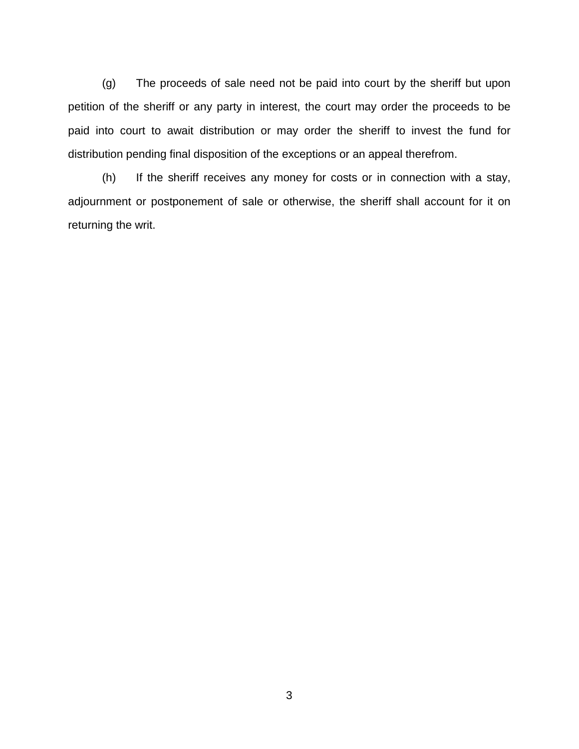(g) The proceeds of sale need not be paid into court by the sheriff but upon petition of the sheriff or any party in interest, the court may order the proceeds to be paid into court to await distribution or may order the sheriff to invest the fund for distribution pending final disposition of the exceptions or an appeal therefrom.

(h) If the sheriff receives any money for costs or in connection with a stay, adjournment or postponement of sale or otherwise, the sheriff shall account for it on returning the writ.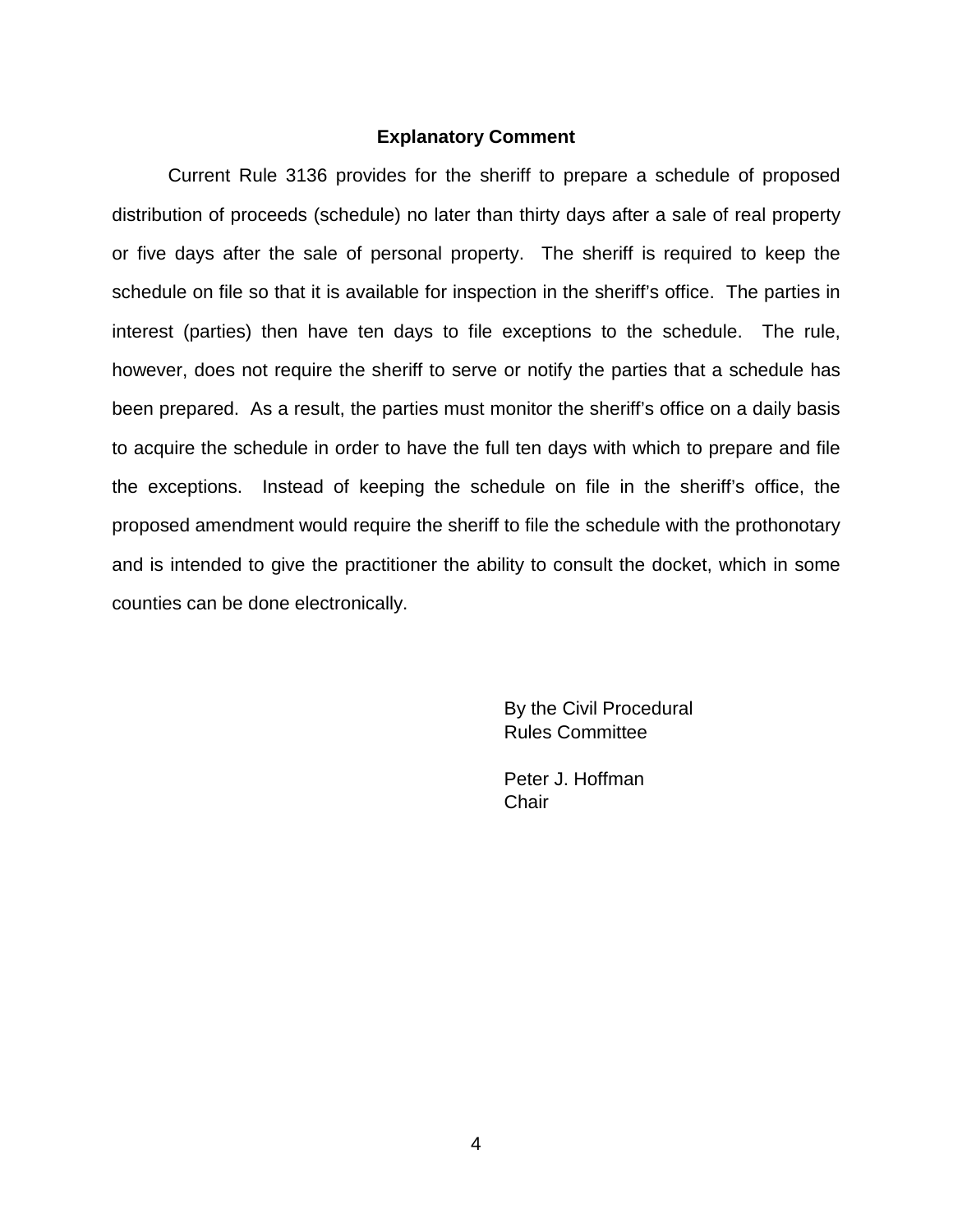## Explanatory Comment

Current Rule 3136 provides for the sheriff to prepare a schedule of proposed distribution of proceeds (schedule) no later than thirty days after a sale of real property or five days after the sale of personal property. The sheriff is required to keep the schedule on file so that it is available for inspection in the sheriff's office. The parties in interest (parties) then have ten days to file exceptions to the schedule. The rule, however, does not require the sheriff to serve or notify the parties that a schedule has been prepared. As a result, the parties must monitor the sheriff's office on a daily basis to acquire the schedule in order to have the full ten days with which to prepare and file the exceptions. Instead of keeping the schedule on file in the sheriff's office, the proposed amendment would require the sheriff to file the schedule with the prothonotary and is intended to give the practitioner the ability to consult the docket, which in some counties can be done electronically.

By the Civil Procedural
Rules Committee

Peter J. Hoffman
Chair